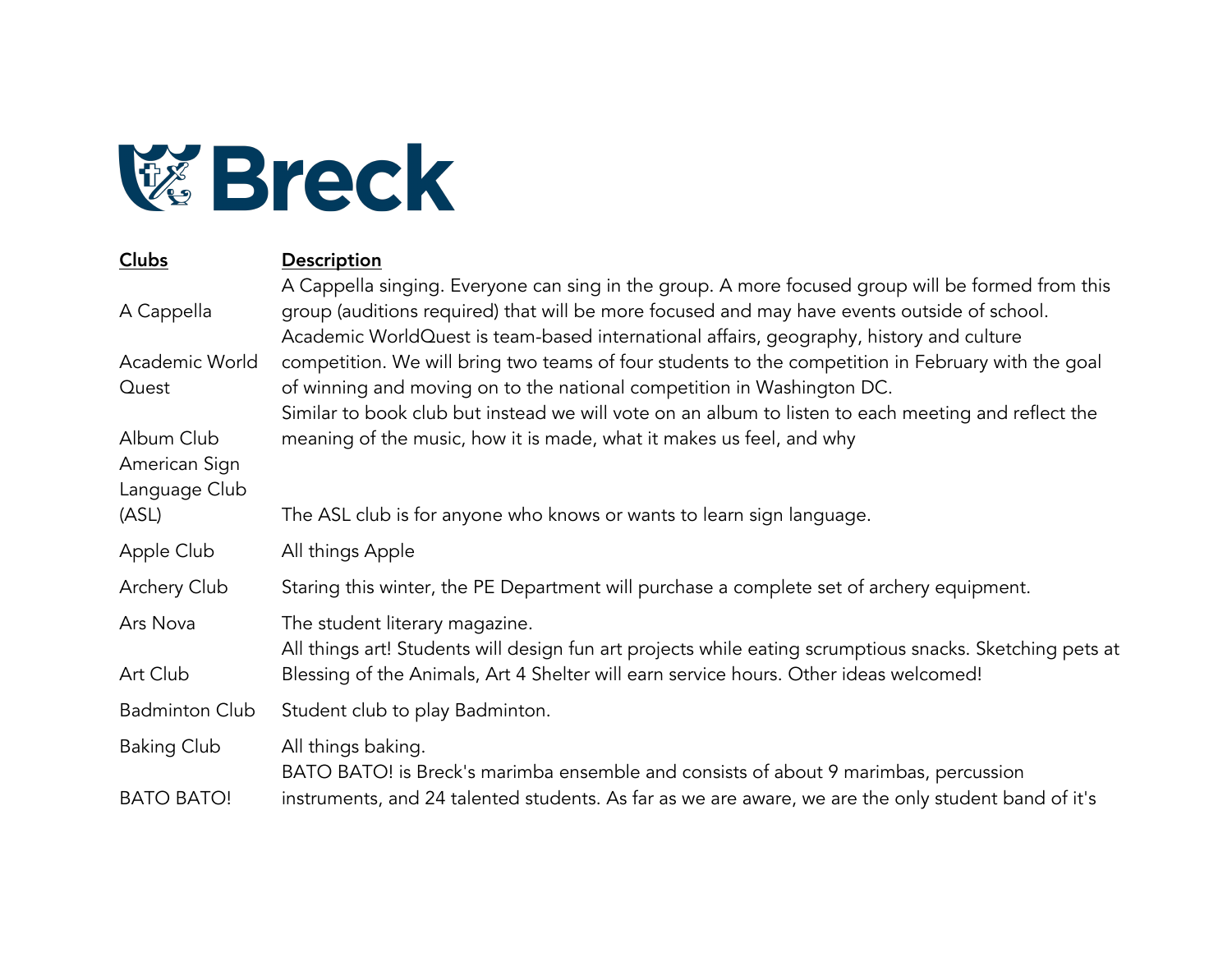# Breck

| Clubs | Description |
|---|---|
| A Cappella | A Cappella singing. Everyone can sing in the group. A more focused group will be formed from this group (auditions required) that will be more focused and may have events outside of school. |
| Academic World Quest | Academic WorldQuest is team-based international affairs, geography, history and culture competition. We will bring two teams of four students to the competition in February with the goal of winning and moving on to the national competition in Washington DC. |
| Album Club | Similar to book club but instead we will vote on an album to listen to each meeting and reflect the meaning of the music, how it is made, what it makes us feel, and why |
| American Sign Language Club (ASL) | The ASL club is for anyone who knows or wants to learn sign language. |
| Apple Club | All things Apple |
| Archery Club | Staring this winter, the PE Department will purchase a complete set of archery equipment. |
| Ars Nova | The student literary magazine. |
| Art Club | All things art! Students will design fun art projects while eating scrumptious snacks. Sketching pets at Blessing of the Animals, Art 4 Shelter will earn service hours. Other ideas welcomed! |
| Badminton Club | Student club to play Badminton. |
| Baking Club | All things baking. |
| BATO BATO! | BATO BATO! is Breck's marimba ensemble and consists of about 9 marimbas, percussion instruments, and 24 talented students. As far as we are aware, we are the only student band of it's |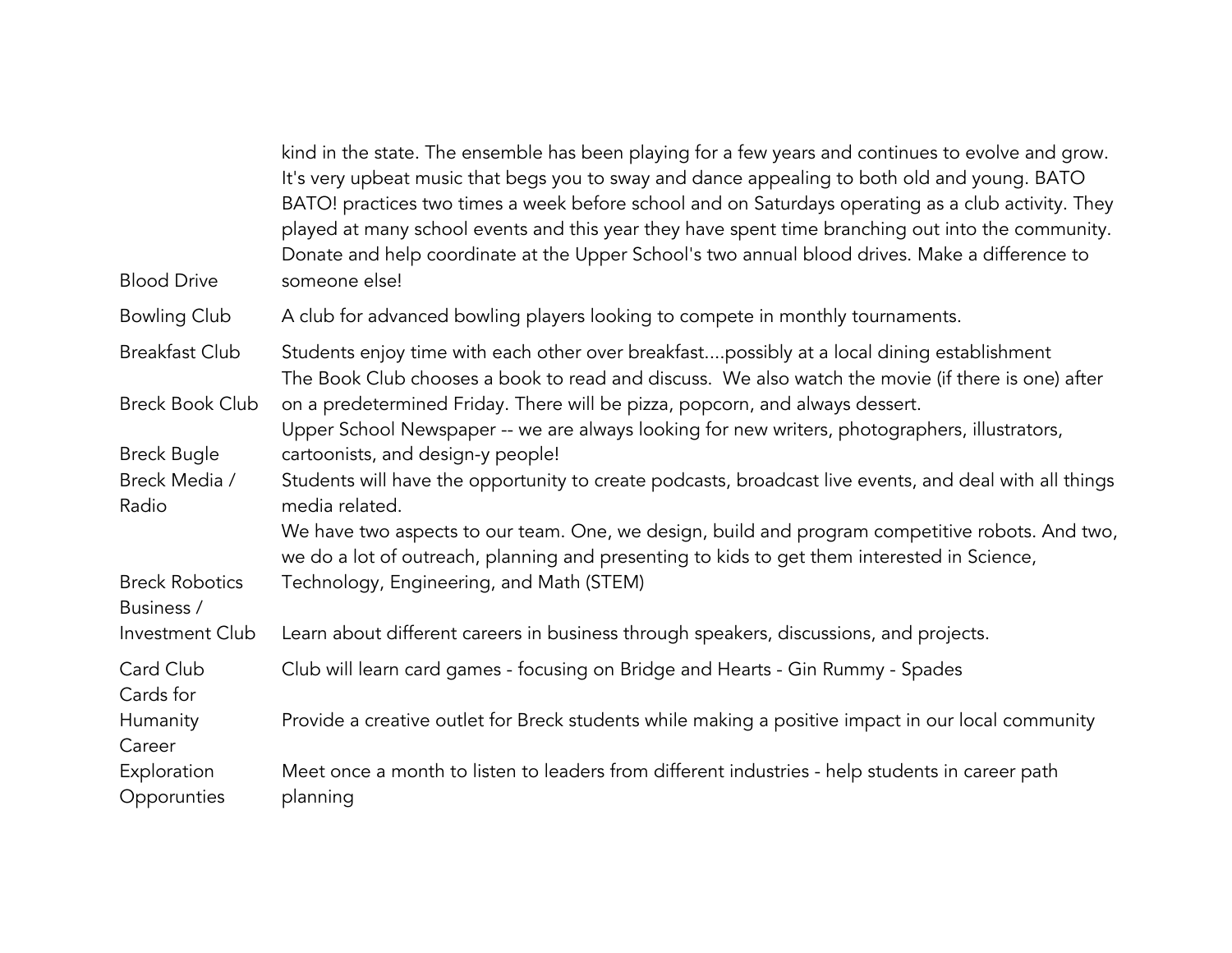| | |
|---|---|
| | kind in the state. The ensemble has been playing for a few years and continues to evolve and grow. It's very upbeat music that begs you to sway and dance appealing to both old and young. BATO BATO! practices two times a week before school and on Saturdays operating as a club activity. They played at many school events and this year they have spent time branching out into the community. |
| Blood Drive | Donate and help coordinate at the Upper School's two annual blood drives. Make a difference to someone else! |
| Bowling Club | A club for advanced bowling players looking to compete in monthly tournaments. |
| Breakfast Club | Students enjoy time with each other over breakfast....possibly at a local dining establishment |
| Breck Book Club | The Book Club chooses a book to read and discuss.  We also watch the movie (if there is one) after on a predetermined Friday. There will be pizza, popcorn, and always dessert. |
| Breck Bugle | Upper School Newspaper -- we are always looking for new writers, photographers, illustrators, cartoonists, and design-y people! |
| Breck Media / Radio | Students will have the opportunity to create podcasts, broadcast live events, and deal with all things media related. |
| Breck Robotics | We have two aspects to our team. One, we design, build and program competitive robots. And two, we do a lot of outreach, planning and presenting to kids to get them interested in Science, Technology, Engineering, and Math (STEM) |
| Business / Investment Club | Learn about different careers in business through speakers, discussions, and projects. |
| Card Club | Club will learn card games - focusing on Bridge and Hearts - Gin Rummy - Spades |
| Cards for Humanity | Provide a creative outlet for Breck students while making a positive impact in our local community |
| Career Exploration Opporunties | Meet once a month to listen to leaders from different industries - help students in career path planning |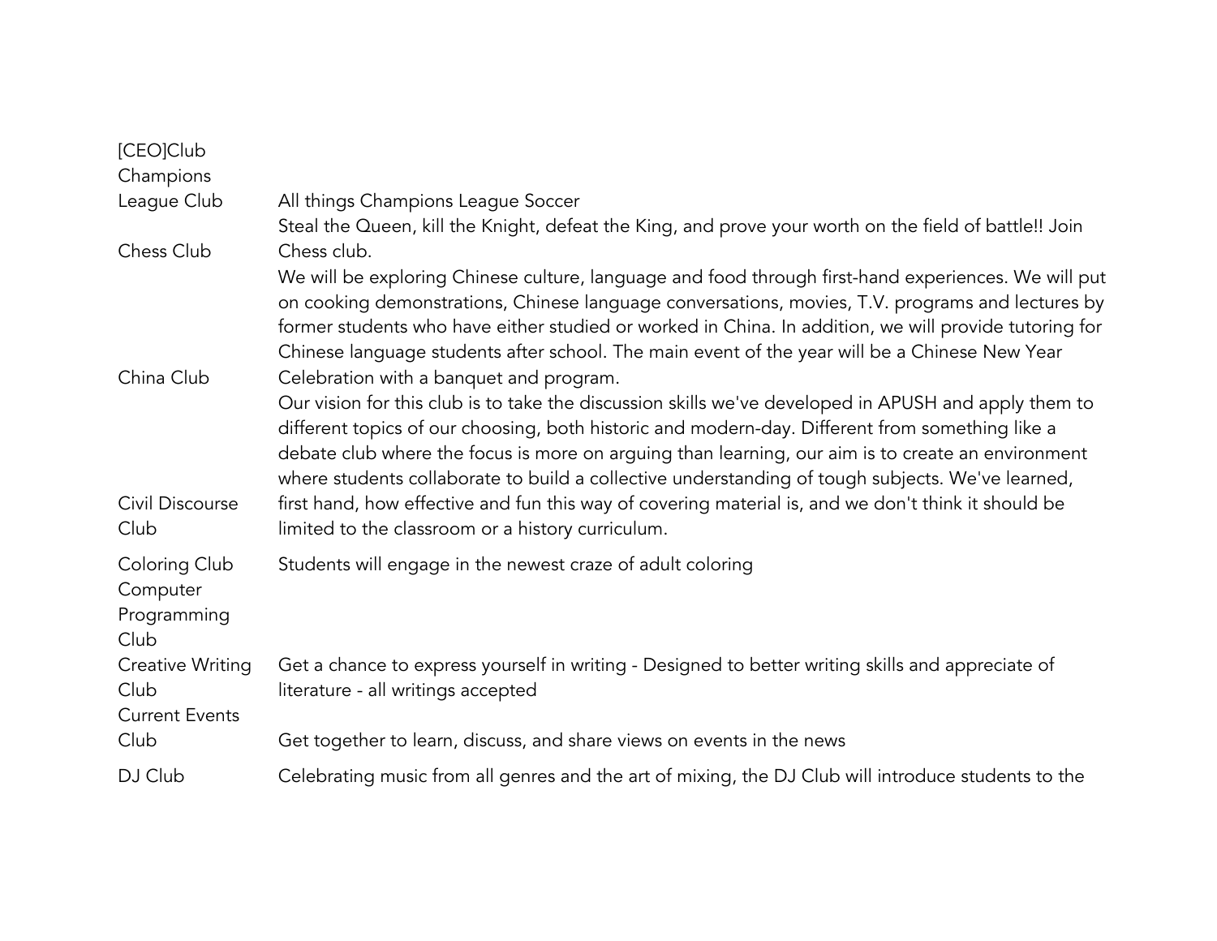| | |
|---|---|
| [CEO]Club | |
| Champions League Club | All things Champions League Soccer |
| Chess Club | Steal the Queen, kill the Knight, defeat the King, and prove your worth on the field of battle!! Join Chess club. |
| China Club | We will be exploring Chinese culture, language and food through first-hand experiences. We will put on cooking demonstrations, Chinese language conversations, movies, T.V. programs and lectures by former students who have either studied or worked in China. In addition, we will provide tutoring for Chinese language students after school. The main event of the year will be a Chinese New Year Celebration with a banquet and program. |
| Civil Discourse Club | Our vision for this club is to take the discussion skills we've developed in APUSH and apply them to different topics of our choosing, both historic and modern-day. Different from something like a debate club where the focus is more on arguing than learning, our aim is to create an environment where students collaborate to build a collective understanding of tough subjects. We've learned, first hand, how effective and fun this way of covering material is, and we don't think it should be limited to the classroom or a history curriculum. |
| Coloring Club | Students will engage in the newest craze of adult coloring |
| Computer Programming Club | |
| Creative Writing Club | Get a chance to express yourself in writing - Designed to better writing skills and appreciate of literature - all writings accepted |
| Current Events Club | Get together to learn, discuss, and share views on events in the news |
| DJ Club | Celebrating music from all genres and the art of mixing, the DJ Club will introduce students to the |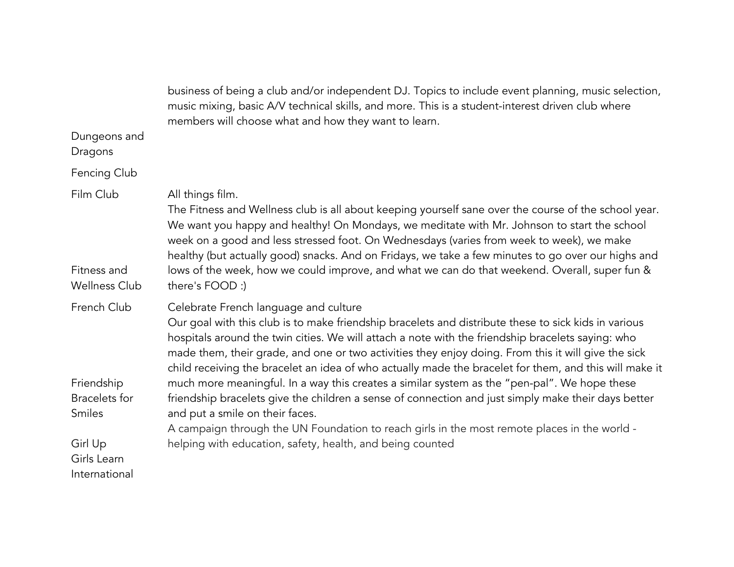| | |
|---|---|
| | business of being a club and/or independent DJ. Topics to include event planning, music selection, music mixing, basic A/V technical skills, and more. This is a student-interest driven club where members will choose what and how they want to learn. |
| Dungeons and Dragons | |
| Fencing Club | |
| Film Club | All things film. |
| Fitness and Wellness Club | The Fitness and Wellness club is all about keeping yourself sane over the course of the school year. We want you happy and healthy! On Mondays, we meditate with Mr. Johnson to start the school week on a good and less stressed foot. On Wednesdays (varies from week to week), we make healthy (but actually good) snacks. And on Fridays, we take a few minutes to go over our highs and lows of the week, how we could improve, and what we can do that weekend. Overall, super fun & there's FOOD :) |
| French Club | Celebrate French language and culture |
| Friendship Bracelets for Smiles | Our goal with this club is to make friendship bracelets and distribute these to sick kids in various hospitals around the twin cities. We will attach a note with the friendship bracelets saying: who made them, their grade, and one or two activities they enjoy doing. From this it will give the sick child receiving the bracelet an idea of who actually made the bracelet for them, and this will make it much more meaningful. In a way this creates a similar system as the "pen-pal". We hope these friendship bracelets give the children a sense of connection and just simply make their days better and put a smile on their faces. |
| Girl Up | A campaign through the UN Foundation to reach girls in the most remote places in the world - helping with education, safety, health, and being counted |
| Girls Learn International | |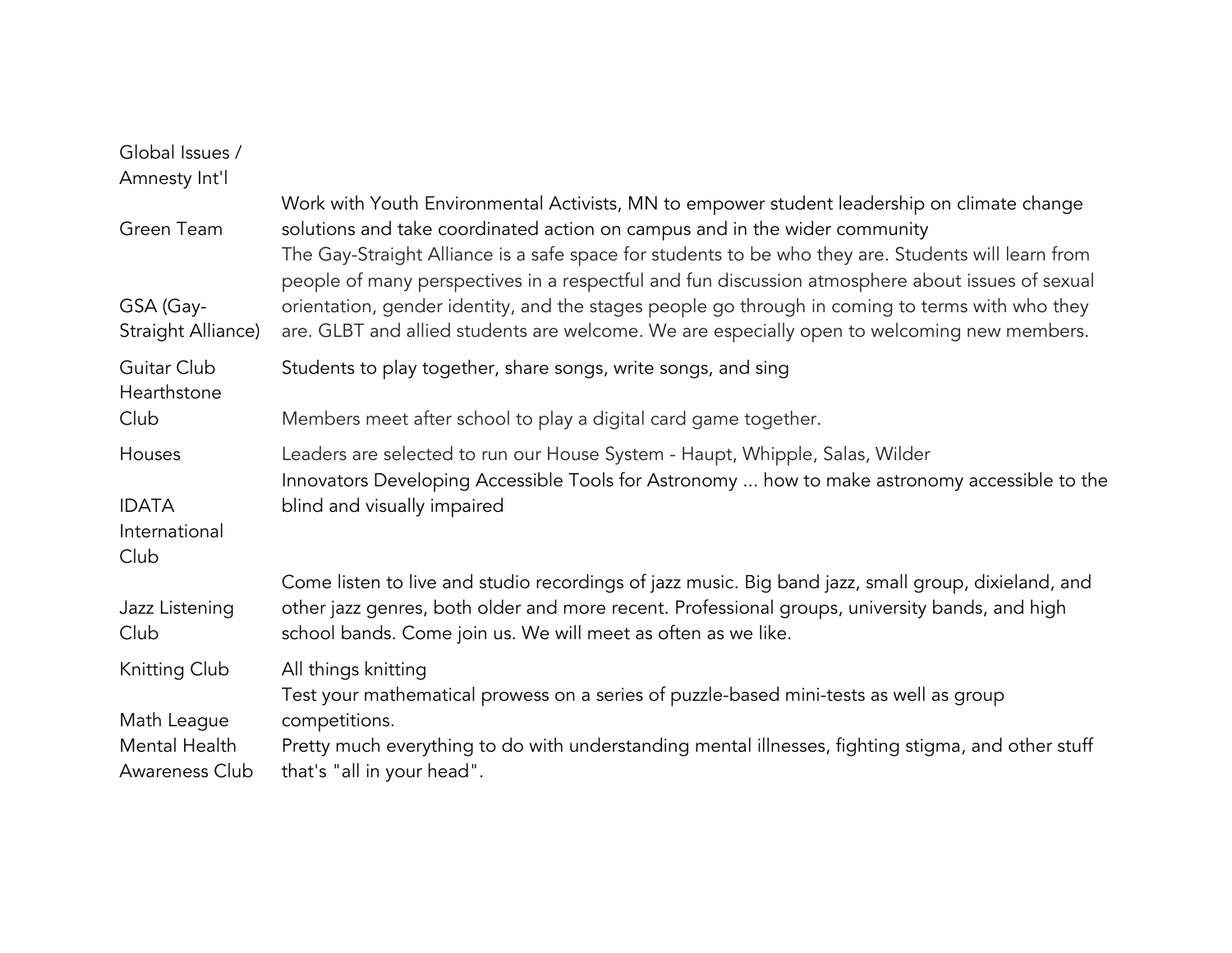| | |
|---|---|
| Global Issues / Amnesty Int'l | |
| Green Team | Work with Youth Environmental Activists, MN to empower student leadership on climate change solutions and take coordinated action on campus and in the wider community |
| GSA (Gay-Straight Alliance) | The Gay-Straight Alliance is a safe space for students to be who they are. Students will learn from people of many perspectives in a respectful and fun discussion atmosphere about issues of sexual orientation, gender identity, and the stages people go through in coming to terms with who they are. GLBT and allied students are welcome. We are especially open to welcoming new members. |
| Guitar Club | Students to play together, share songs, write songs, and sing |
| Hearthstone Club | Members meet after school to play a digital card game together. |
| Houses | Leaders are selected to run our House System - Haupt, Whipple, Salas, Wilder |
| IDATA | Innovators Developing Accessible Tools for Astronomy ... how to make astronomy accessible to the blind and visually impaired |
| International Club | |
| Jazz Listening Club | Come listen to live and studio recordings of jazz music. Big band jazz, small group, dixieland, and other jazz genres, both older and more recent. Professional groups, university bands, and high school bands. Come join us. We will meet as often as we like. |
| Knitting Club | All things knitting |
| Math League | Test your mathematical prowess on a series of puzzle-based mini-tests as well as group competitions. |
| Mental Health Awareness Club | Pretty much everything to do with understanding mental illnesses, fighting stigma, and other stuff that's "all in your head". |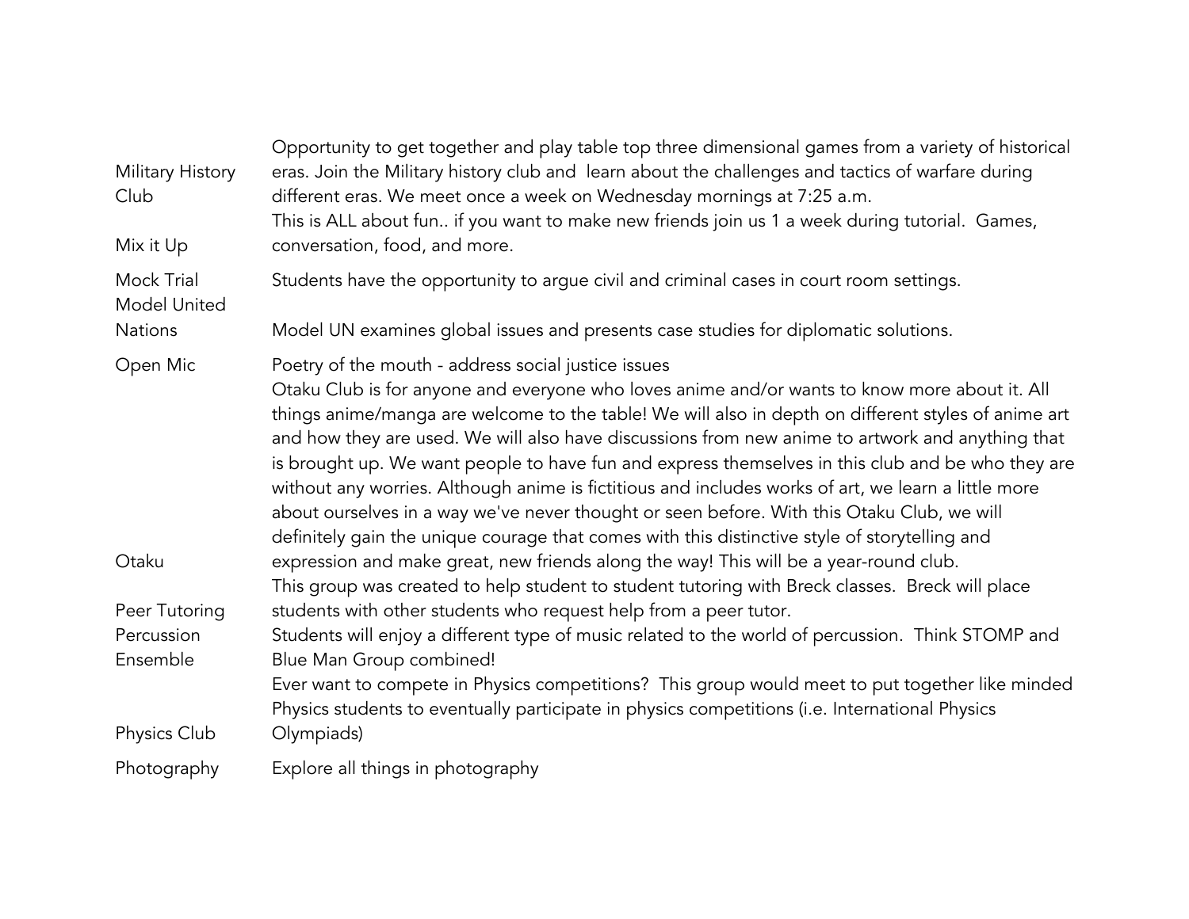| | |
|---|---|
| Military History Club | Opportunity to get together and play table top three dimensional games from a variety of historical eras. Join the Military history club and  learn about the challenges and tactics of warfare during different eras. We meet once a week on Wednesday mornings at 7:25 a.m. |
| Mix it Up | This is ALL about fun.. if you want to make new friends join us 1 a week during tutorial.  Games, conversation, food, and more. |
| Mock Trial | Students have the opportunity to argue civil and criminal cases in court room settings. |
| Model United Nations | Model UN examines global issues and presents case studies for diplomatic solutions. |
| Open Mic | Poetry of the mouth - address social justice issues |
| Otaku | Otaku Club is for anyone and everyone who loves anime and/or wants to know more about it. All things anime/manga are welcome to the table! We will also in depth on different styles of anime art and how they are used. We will also have discussions from new anime to artwork and anything that is brought up. We want people to have fun and express themselves in this club and be who they are without any worries. Although anime is fictitious and includes works of art, we learn a little more about ourselves in a way we've never thought or seen before. With this Otaku Club, we will definitely gain the unique courage that comes with this distinctive style of storytelling and expression and make great, new friends along the way! This will be a year-round club. |
| Peer Tutoring | This group was created to help student to student tutoring with Breck classes.  Breck will place students with other students who request help from a peer tutor. |
| Percussion Ensemble | Students will enjoy a different type of music related to the world of percussion.  Think STOMP and Blue Man Group combined! |
| Physics Club | Ever want to compete in Physics competitions?  This group would meet to put together like minded Physics students to eventually participate in physics competitions (i.e. International Physics Olympiads) |
| Photography | Explore all things in photography |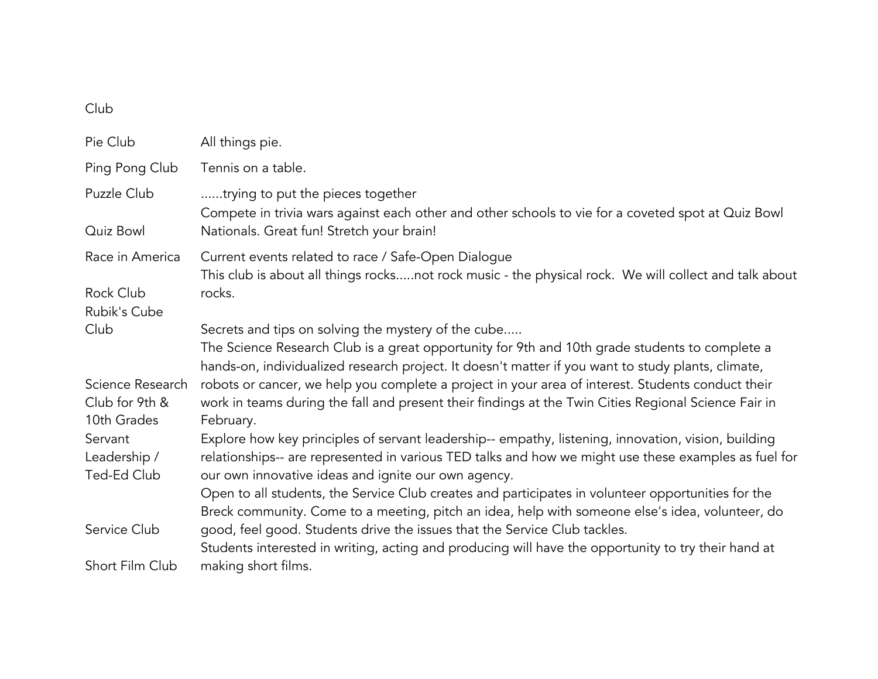| Club | |
| --- | --- |
| Pie Club | All things pie. |
| Ping Pong Club | Tennis on a table. |
| Puzzle Club | ......trying to put the pieces together |
| Quiz Bowl | Compete in trivia wars against each other and other schools to vie for a coveted spot at Quiz Bowl Nationals. Great fun! Stretch your brain! |
| Race in America | Current events related to race / Safe-Open Dialogue |
| Rock Club | This club is about all things rocks.....not rock music - the physical rock. We will collect and talk about rocks. |
| Rubik's Cube Club | Secrets and tips on solving the mystery of the cube..... |
| Science Research Club for 9th & 10th Grades | The Science Research Club is a great opportunity for 9th and 10th grade students to complete a hands-on, individualized research project. It doesn't matter if you want to study plants, climate, robots or cancer, we help you complete a project in your area of interest. Students conduct their work in teams during the fall and present their findings at the Twin Cities Regional Science Fair in February. |
| Servant Leadership / Ted-Ed Club | Explore how key principles of servant leadership-- empathy, listening, innovation, vision, building relationships-- are represented in various TED talks and how we might use these examples as fuel for our own innovative ideas and ignite our own agency. |
| Service Club | Open to all students, the Service Club creates and participates in volunteer opportunities for the Breck community. Come to a meeting, pitch an idea, help with someone else's idea, volunteer, do good, feel good. Students drive the issues that the Service Club tackles. |
| Short Film Club | Students interested in writing, acting and producing will have the opportunity to try their hand at making short films. |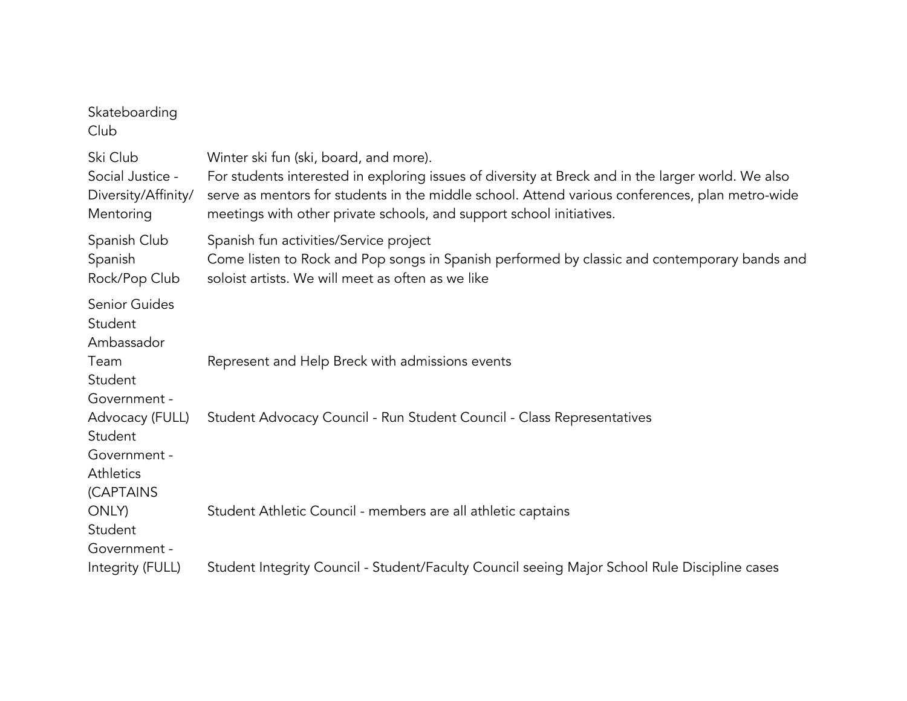| | |
|---|---|
| Skateboarding Club | |
| Ski Club | Winter ski fun (ski, board, and more). |
| Social Justice - Diversity/Affinity/ Mentoring | For students interested in exploring issues of diversity at Breck and in the larger world. We also serve as mentors for students in the middle school. Attend various conferences, plan metro-wide meetings with other private schools, and support school initiatives. |
| Spanish Club | Spanish fun activities/Service project |
| Spanish Rock/Pop Club | Come listen to Rock and Pop songs in Spanish performed by classic and contemporary bands and soloist artists. We will meet as often as we like |
| Senior Guides | |
| Student Ambassador Team | Represent and Help Breck with admissions events |
| Student Government - Advocacy (FULL) | Student Advocacy Council - Run Student Council - Class Representatives |
| Student Government - Athletics (CAPTAINS ONLY) | Student Athletic Council - members are all athletic captains |
| Student Government - Integrity (FULL) | Student Integrity Council - Student/Faculty Council seeing Major School Rule Discipline cases |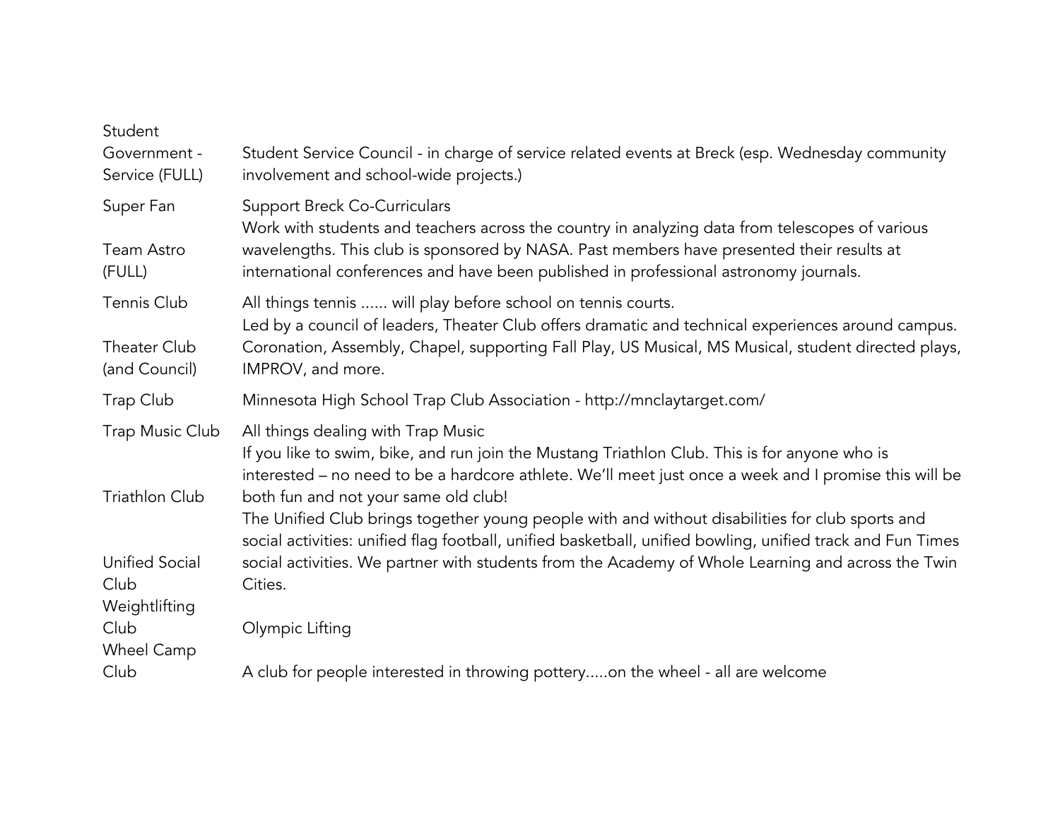| | |
|---|---|
| Student Government - Service (FULL) | Student Service Council - in charge of service related events at Breck (esp. Wednesday community involvement and school-wide projects.) |
| Super Fan | Support Breck Co-Curriculars |
| Team Astro (FULL) | Work with students and teachers across the country in analyzing data from telescopes of various wavelengths. This club is sponsored by NASA. Past members have presented their results at international conferences and have been published in professional astronomy journals. |
| Tennis Club | All things tennis ...... will play before school on tennis courts. |
| Theater Club (and Council) | Led by a council of leaders, Theater Club offers dramatic and technical experiences around campus. Coronation, Assembly, Chapel, supporting Fall Play, US Musical, MS Musical, student directed plays, IMPROV, and more. |
| Trap Club | Minnesota High School Trap Club Association - http://mnclaytarget.com/ |
| Trap Music Club | All things dealing with Trap Music |
| Triathlon Club | If you like to swim, bike, and run join the Mustang Triathlon Club. This is for anyone who is interested – no need to be a hardcore athlete. We'll meet just once a week and I promise this will be both fun and not your same old club! |
| Unified Social Club | The Unified Club brings together young people with and without disabilities for club sports and social activities: unified flag football, unified basketball, unified bowling, unified track and Fun Times social activities. We partner with students from the Academy of Whole Learning and across the Twin Cities. |
| Weightlifting Club | Olympic Lifting |
| Wheel Camp Club | A club for people interested in throwing pottery.....on the wheel - all are welcome |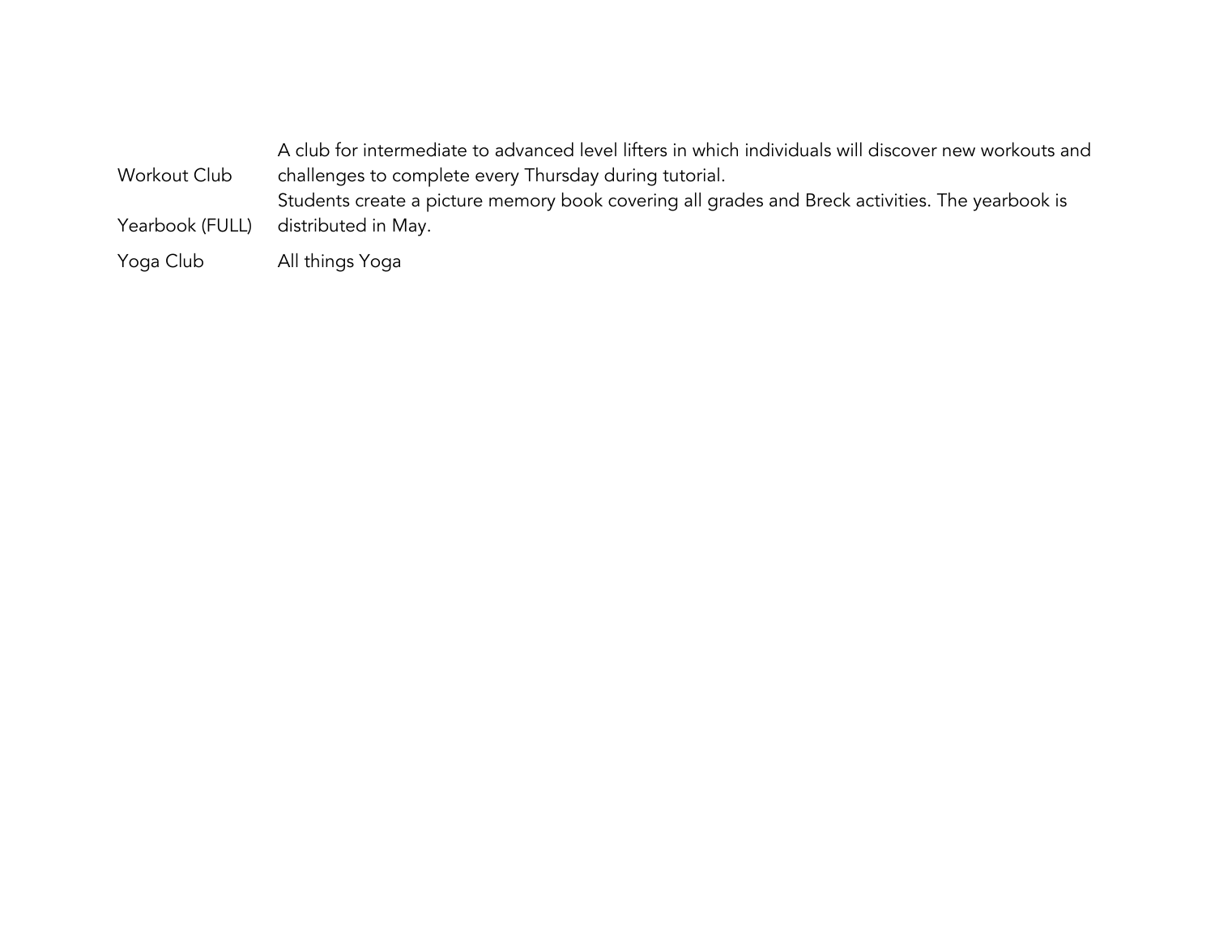| | |
|---|---|
| Workout Club | A club for intermediate to advanced level lifters in which individuals will discover new workouts and challenges to complete every Thursday during tutorial. |
| Yearbook (FULL) | Students create a picture memory book covering all grades and Breck activities. The yearbook is distributed in May. |
| Yoga Club | All things Yoga |